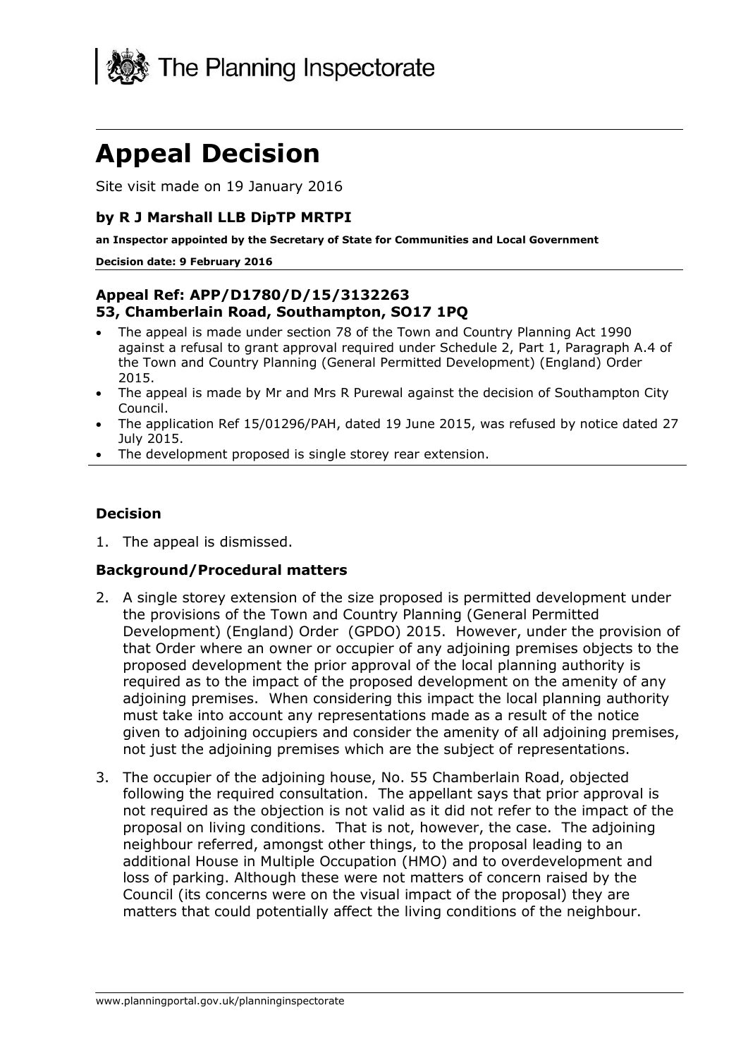The Planning Inspectorate

# Appeal Decision

Site visit made on 19 January 2016

### by R J Marshall LLB DipTP MRTPI

**an Inspector appointed by the Secretary of State for Communities and Local Government**

**Decision date: 9 February 2016**

### Appeal Ref: APP/D1780/D/15/3132263
### 53, Chamberlain Road, Southampton, SO17 1PQ

- The appeal is made under section 78 of the Town and Country Planning Act 1990 against a refusal to grant approval required under Schedule 2, Part 1, Paragraph A.4 of the Town and Country Planning (General Permitted Development) (England) Order 2015.
- The appeal is made by Mr and Mrs R Purewal against the decision of Southampton City Council.
- The application Ref 15/01296/PAH, dated 19 June 2015, was refused by notice dated 27 July 2015.
- The development proposed is single storey rear extension.

### Decision

1. The appeal is dismissed.

### Background/Procedural matters

2. A single storey extension of the size proposed is permitted development under the provisions of the Town and Country Planning (General Permitted Development) (England) Order (GPDO) 2015. However, under the provision of that Order where an owner or occupier of any adjoining premises objects to the proposed development the prior approval of the local planning authority is required as to the impact of the proposed development on the amenity of any adjoining premises. When considering this impact the local planning authority must take into account any representations made as a result of the notice given to adjoining occupiers and consider the amenity of all adjoining premises, not just the adjoining premises which are the subject of representations.

3. The occupier of the adjoining house, No. 55 Chamberlain Road, objected following the required consultation. The appellant says that prior approval is not required as the objection is not valid as it did not refer to the impact of the proposal on living conditions. That is not, however, the case. The adjoining neighbour referred, amongst other things, to the proposal leading to an additional House in Multiple Occupation (HMO) and to overdevelopment and loss of parking. Although these were not matters of concern raised by the Council (its concerns were on the visual impact of the proposal) they are matters that could potentially affect the living conditions of the neighbour.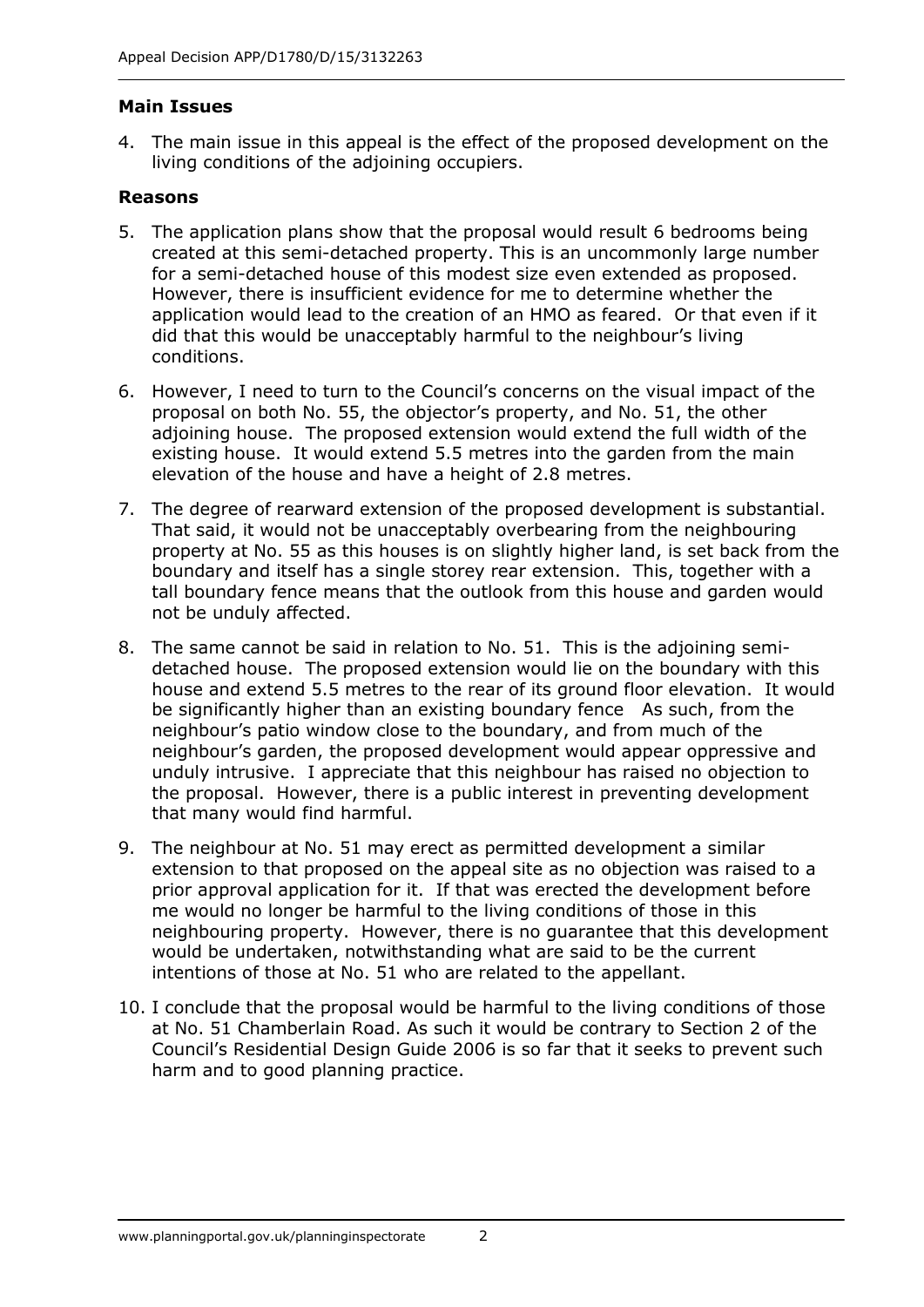### Main Issues

4. The main issue in this appeal is the effect of the proposed development on the living conditions of the adjoining occupiers.

### Reasons

5. The application plans show that the proposal would result 6 bedrooms being created at this semi-detached property. This is an uncommonly large number for a semi-detached house of this modest size even extended as proposed. However, there is insufficient evidence for me to determine whether the application would lead to the creation of an HMO as feared. Or that even if it did that this would be unacceptably harmful to the neighbour's living conditions.

6. However, I need to turn to the Council's concerns on the visual impact of the proposal on both No. 55, the objector's property, and No. 51, the other adjoining house. The proposed extension would extend the full width of the existing house. It would extend 5.5 metres into the garden from the main elevation of the house and have a height of 2.8 metres.

7. The degree of rearward extension of the proposed development is substantial. That said, it would not be unacceptably overbearing from the neighbouring property at No. 55 as this houses is on slightly higher land, is set back from the boundary and itself has a single storey rear extension. This, together with a tall boundary fence means that the outlook from this house and garden would not be unduly affected.

8. The same cannot be said in relation to No. 51. This is the adjoining semi-detached house. The proposed extension would lie on the boundary with this house and extend 5.5 metres to the rear of its ground floor elevation. It would be significantly higher than an existing boundary fence   As such, from the neighbour's patio window close to the boundary, and from much of the neighbour's garden, the proposed development would appear oppressive and unduly intrusive. I appreciate that this neighbour has raised no objection to the proposal. However, there is a public interest in preventing development that many would find harmful.

9. The neighbour at No. 51 may erect as permitted development a similar extension to that proposed on the appeal site as no objection was raised to a prior approval application for it. If that was erected the development before me would no longer be harmful to the living conditions of those in this neighbouring property. However, there is no guarantee that this development would be undertaken, notwithstanding what are said to be the current intentions of those at No. 51 who are related to the appellant.

10. I conclude that the proposal would be harmful to the living conditions of those at No. 51 Chamberlain Road. As such it would be contrary to Section 2 of the Council's Residential Design Guide 2006 is so far that it seeks to prevent such harm and to good planning practice.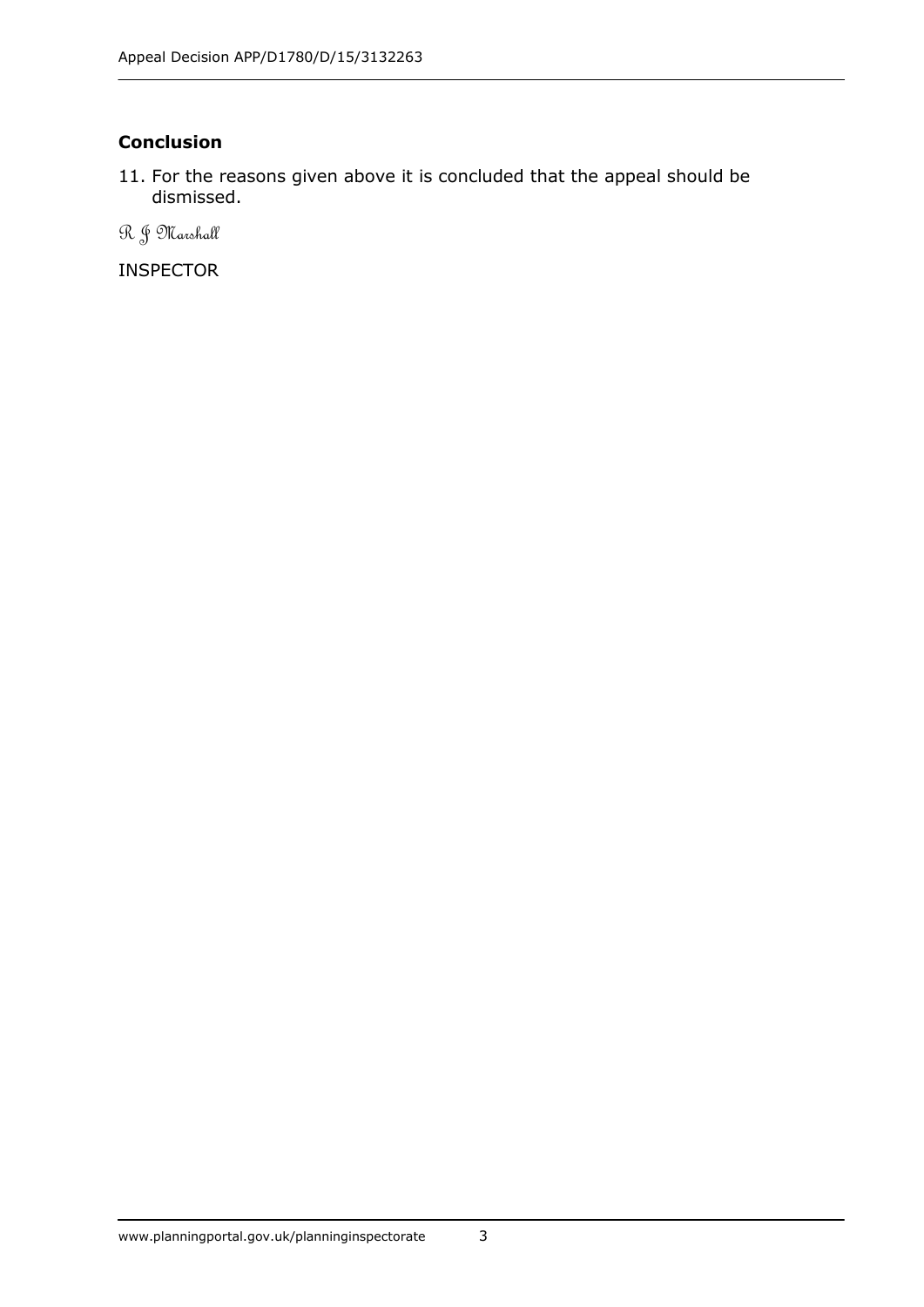## Conclusion

11. For the reasons given above it is concluded that the appeal should be dismissed.

R J Marshall

INSPECTOR